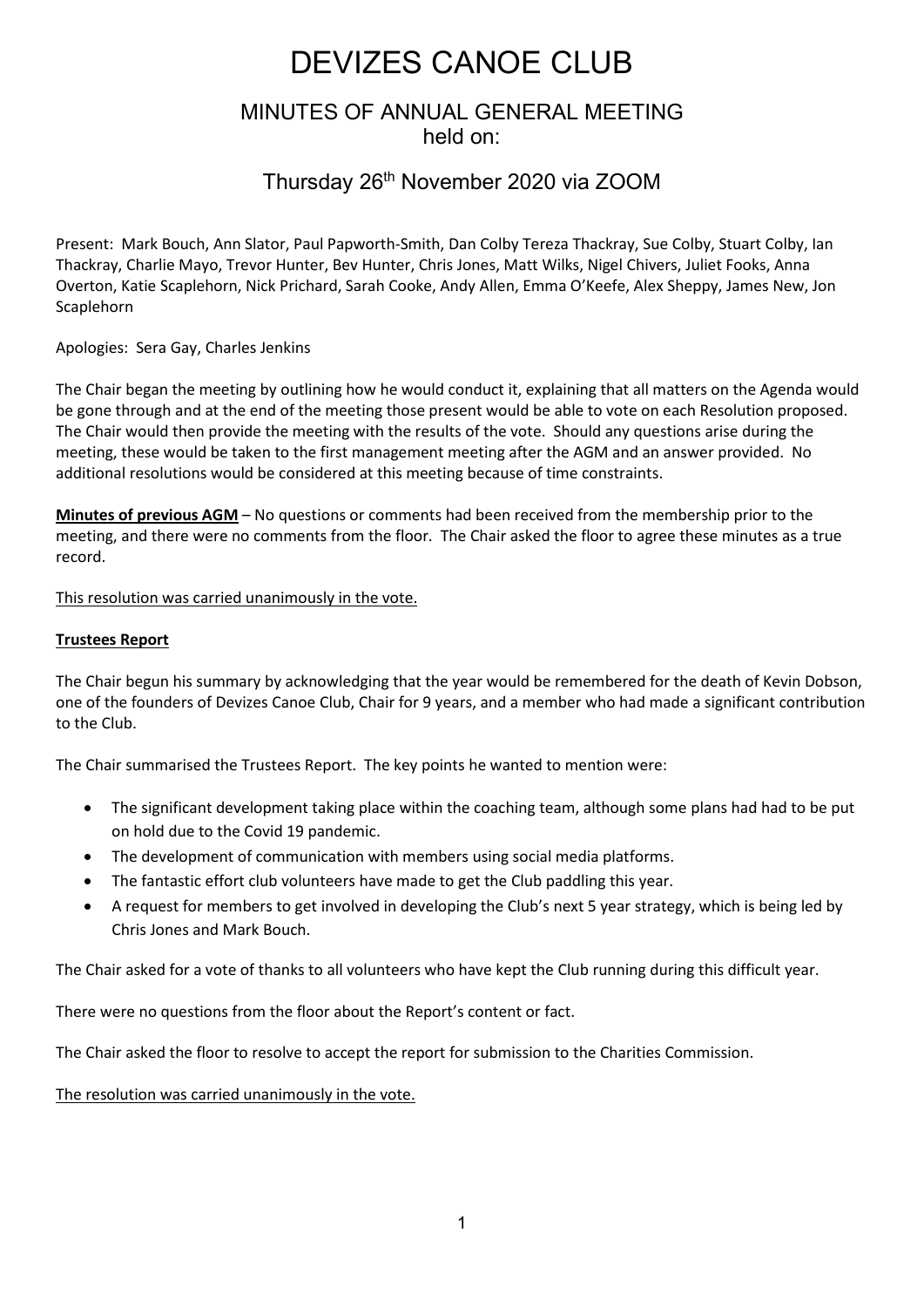# DEVIZES CANOE CLUB

## MINUTES OF ANNUAL GENERAL MEETING held on:

## Thursday 26th November 2020 via ZOOM

Present: Mark Bouch, Ann Slator, Paul Papworth-Smith, Dan Colby Tereza Thackray, Sue Colby, Stuart Colby, Ian Thackray, Charlie Mayo, Trevor Hunter, Bev Hunter, Chris Jones, Matt Wilks, Nigel Chivers, Juliet Fooks, Anna Overton, Katie Scaplehorn, Nick Prichard, Sarah Cooke, Andy Allen, Emma O'Keefe, Alex Sheppy, James New, Jon Scaplehorn

Apologies: Sera Gay, Charles Jenkins

The Chair began the meeting by outlining how he would conduct it, explaining that all matters on the Agenda would be gone through and at the end of the meeting those present would be able to vote on each Resolution proposed. The Chair would then provide the meeting with the results of the vote. Should any questions arise during the meeting, these would be taken to the first management meeting after the AGM and an answer provided. No additional resolutions would be considered at this meeting because of time constraints.

**Minutes of previous AGM** – No questions or comments had been received from the membership prior to the meeting, and there were no comments from the floor. The Chair asked the floor to agree these minutes as a true record.

This resolution was carried unanimously in the vote.

**Trustees Report**

The Chair begun his summary by acknowledging that the year would be remembered for the death of Kevin Dobson, one of the founders of Devizes Canoe Club, Chair for 9 years, and a member who had made a significant contribution to the Club.

The Chair summarised the Trustees Report. The key points he wanted to mention were:

- The significant development taking place within the coaching team, although some plans had had to be put on hold due to the Covid 19 pandemic.
- The development of communication with members using social media platforms.
- The fantastic effort club volunteers have made to get the Club paddling this year.
- A request for members to get involved in developing the Club's next 5 year strategy, which is being led by Chris Jones and Mark Bouch.

The Chair asked for a vote of thanks to all volunteers who have kept the Club running during this difficult year.

There were no questions from the floor about the Report's content or fact.

The Chair asked the floor to resolve to accept the report for submission to the Charities Commission.

The resolution was carried unanimously in the vote.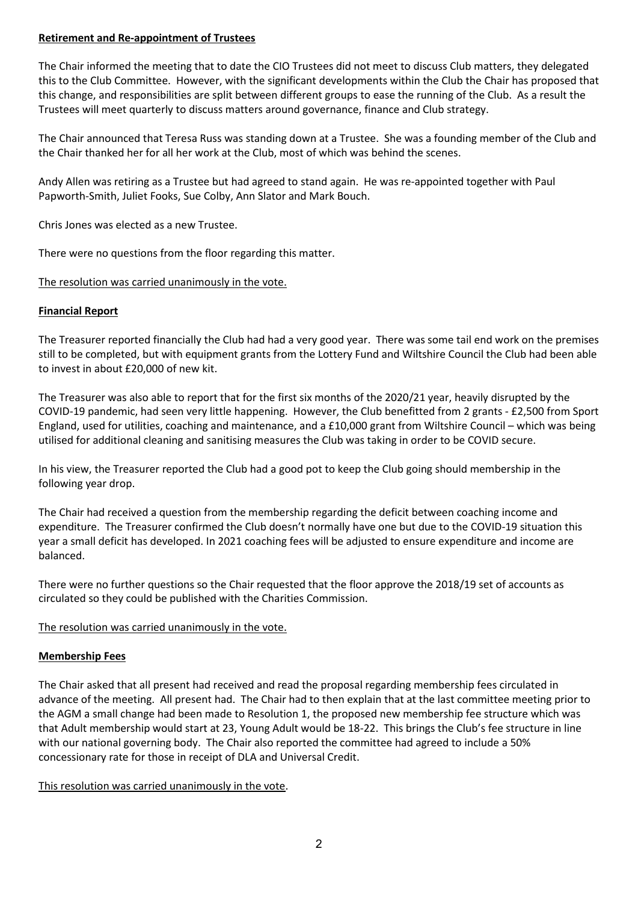**Retirement and Re-appointment of Trustees**

The Chair informed the meeting that to date the CIO Trustees did not meet to discuss Club matters, they delegated this to the Club Committee. However, with the significant developments within the Club the Chair has proposed that this change, and responsibilities are split between different groups to ease the running of the Club. As a result the Trustees will meet quarterly to discuss matters around governance, finance and Club strategy.

The Chair announced that Teresa Russ was standing down at a Trustee. She was a founding member of the Club and the Chair thanked her for all her work at the Club, most of which was behind the scenes.

Andy Allen was retiring as a Trustee but had agreed to stand again. He was re-appointed together with Paul Papworth-Smith, Juliet Fooks, Sue Colby, Ann Slator and Mark Bouch.

Chris Jones was elected as a new Trustee.

There were no questions from the floor regarding this matter.

<u>The resolution was carried unanimously in the vote.</u>

**Financial Report**

The Treasurer reported financially the Club had had a very good year. There was some tail end work on the premises still to be completed, but with equipment grants from the Lottery Fund and Wiltshire Council the Club had been able to invest in about £20,000 of new kit.

The Treasurer was also able to report that for the first six months of the 2020/21 year, heavily disrupted by the COVID-19 pandemic, had seen very little happening. However, the Club benefitted from 2 grants - £2,500 from Sport England, used for utilities, coaching and maintenance, and a £10,000 grant from Wiltshire Council – which was being utilised for additional cleaning and sanitising measures the Club was taking in order to be COVID secure.

In his view, the Treasurer reported the Club had a good pot to keep the Club going should membership in the following year drop.

The Chair had received a question from the membership regarding the deficit between coaching income and expenditure. The Treasurer confirmed the Club doesn't normally have one but due to the COVID-19 situation this year a small deficit has developed. In 2021 coaching fees will be adjusted to ensure expenditure and income are balanced.

There were no further questions so the Chair requested that the floor approve the 2018/19 set of accounts as circulated so they could be published with the Charities Commission.

<u>The resolution was carried unanimously in the vote.</u>

**Membership Fees**

The Chair asked that all present had received and read the proposal regarding membership fees circulated in advance of the meeting. All present had. The Chair had to then explain that at the last committee meeting prior to the AGM a small change had been made to Resolution 1, the proposed new membership fee structure which was that Adult membership would start at 23, Young Adult would be 18-22. This brings the Club's fee structure in line with our national governing body. The Chair also reported the committee had agreed to include a 50% concessionary rate for those in receipt of DLA and Universal Credit.

<u>This resolution was carried unanimously in the vote</u>.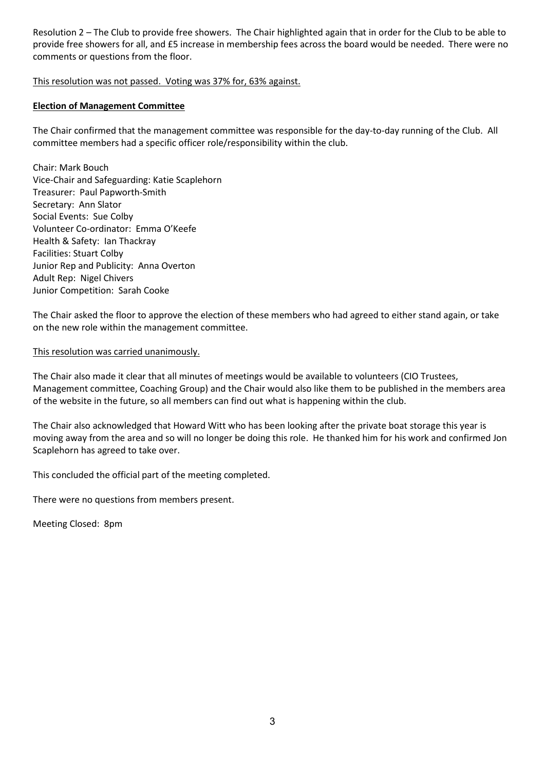Resolution 2 – The Club to provide free showers. The Chair highlighted again that in order for the Club to be able to provide free showers for all, and £5 increase in membership fees across the board would be needed. There were no comments or questions from the floor.

<u>This resolution was not passed. Voting was 37% for, 63% against.</u>

**<u>Election of Management Committee</u>**

The Chair confirmed that the management committee was responsible for the day-to-day running of the Club. All committee members had a specific officer role/responsibility within the club.

Chair: Mark Bouch
Vice-Chair and Safeguarding: Katie Scaplehorn
Treasurer: Paul Papworth-Smith
Secretary: Ann Slator
Social Events: Sue Colby
Volunteer Co-ordinator: Emma O'Keefe
Health & Safety: Ian Thackray
Facilities: Stuart Colby
Junior Rep and Publicity: Anna Overton
Adult Rep: Nigel Chivers
Junior Competition: Sarah Cooke

The Chair asked the floor to approve the election of these members who had agreed to either stand again, or take on the new role within the management committee.

<u>This resolution was carried unanimously.</u>

The Chair also made it clear that all minutes of meetings would be available to volunteers (CIO Trustees, Management committee, Coaching Group) and the Chair would also like them to be published in the members area of the website in the future, so all members can find out what is happening within the club.

The Chair also acknowledged that Howard Witt who has been looking after the private boat storage this year is moving away from the area and so will no longer be doing this role. He thanked him for his work and confirmed Jon Scaplehorn has agreed to take over.

This concluded the official part of the meeting completed.

There were no questions from members present.

Meeting Closed: 8pm